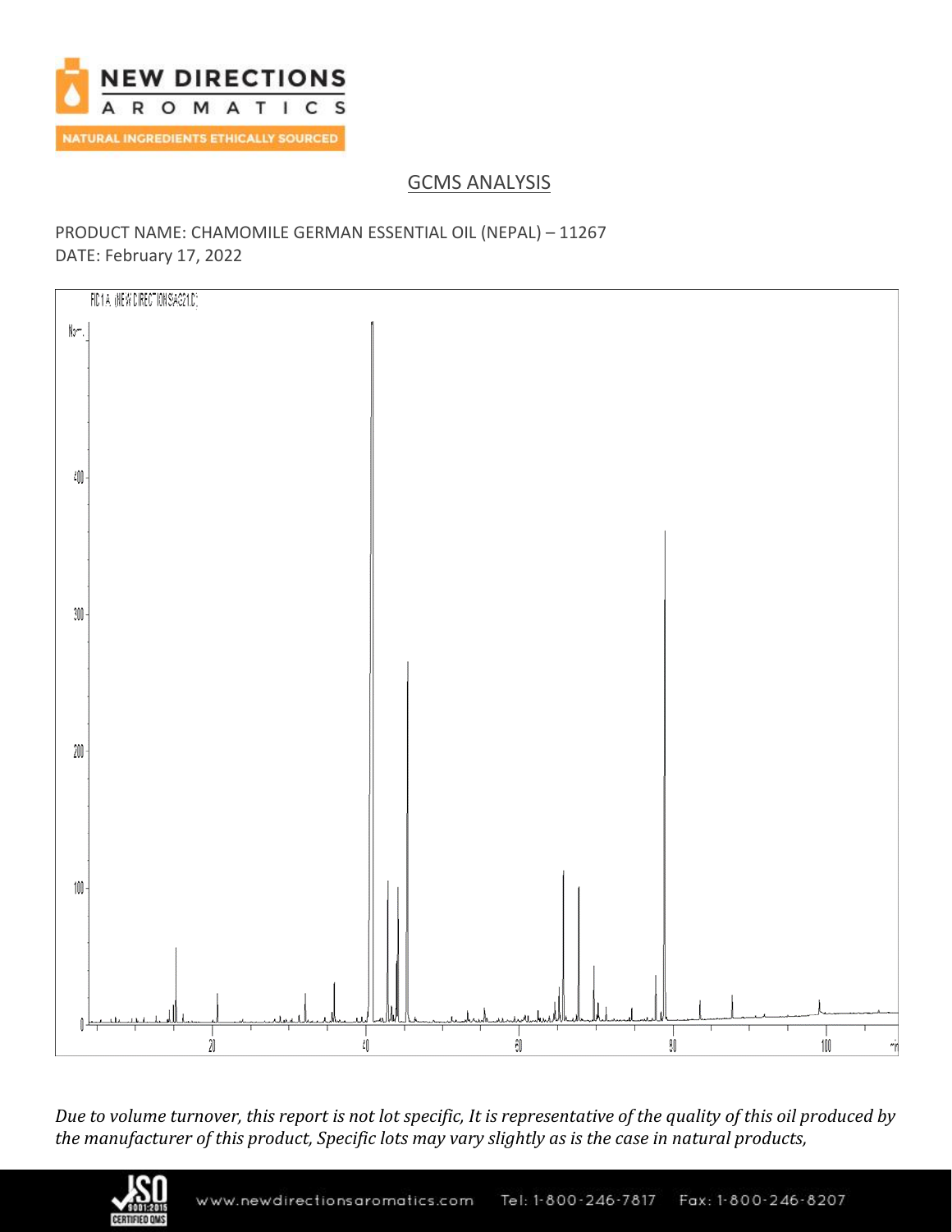## GCMS ANALYSIS

PRODUCT NAME: CHAMOMILE GERMAN ESSENTIAL OIL (NEPAL) – 11267
DATE: February 17, 2022

*Due to volume turnover, this report is not lot specific, It is representative of the quality of this oil produced by the manufacturer of this product, Specific lots may vary slightly as is the case in natural products,*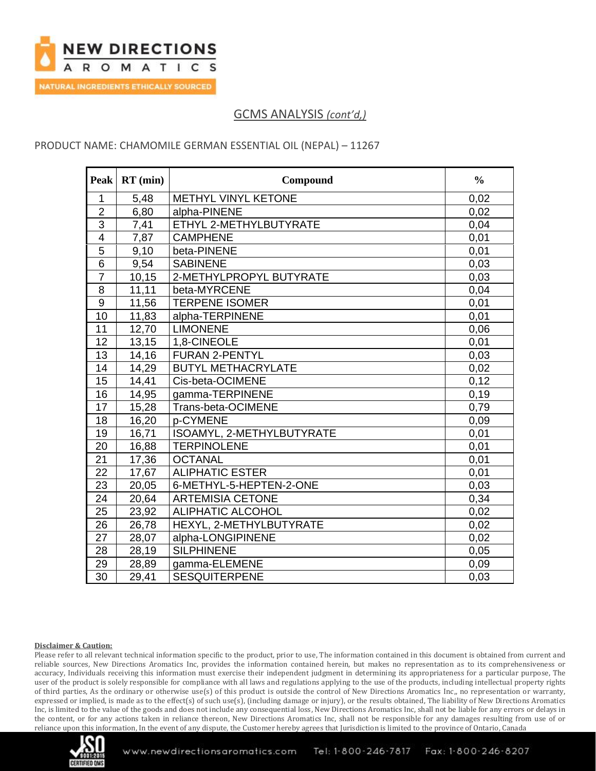## GCMS ANALYSIS *(cont'd,)*

PRODUCT NAME: CHAMOMILE GERMAN ESSENTIAL OIL (NEPAL) – 11267

| Peak | RT (min) | Compound | % |
|---|---|---|---|
| 1 | 5,48 | METHYL VINYL KETONE | 0,02 |
| 2 | 6,80 | alpha-PINENE | 0,02 |
| 3 | 7,41 | ETHYL 2-METHYLBUTYRATE | 0,04 |
| 4 | 7,87 | CAMPHENE | 0,01 |
| 5 | 9,10 | beta-PINENE | 0,01 |
| 6 | 9,54 | SABINENE | 0,03 |
| 7 | 10,15 | 2-METHYLPROPYL BUTYRATE | 0,03 |
| 8 | 11,11 | beta-MYRCENE | 0,04 |
| 9 | 11,56 | TERPENE ISOMER | 0,01 |
| 10 | 11,83 | alpha-TERPINENE | 0,01 |
| 11 | 12,70 | LIMONENE | 0,06 |
| 12 | 13,15 | 1,8-CINEOLE | 0,01 |
| 13 | 14,16 | FURAN 2-PENTYL | 0,03 |
| 14 | 14,29 | BUTYL METHACRYLATE | 0,02 |
| 15 | 14,41 | Cis-beta-OCIMENE | 0,12 |
| 16 | 14,95 | gamma-TERPINENE | 0,19 |
| 17 | 15,28 | Trans-beta-OCIMENE | 0,79 |
| 18 | 16,20 | p-CYMENE | 0,09 |
| 19 | 16,71 | ISOAMYL, 2-METHYLBUTYRATE | 0,01 |
| 20 | 16,88 | TERPINOLENE | 0,01 |
| 21 | 17,36 | OCTANAL | 0,01 |
| 22 | 17,67 | ALIPHATIC ESTER | 0,01 |
| 23 | 20,05 | 6-METHYL-5-HEPTEN-2-ONE | 0,03 |
| 24 | 20,64 | ARTEMISIA CETONE | 0,34 |
| 25 | 23,92 | ALIPHATIC ALCOHOL | 0,02 |
| 26 | 26,78 | HEXYL, 2-METHYLBUTYRATE | 0,02 |
| 27 | 28,07 | alpha-LONGIPINENE | 0,02 |
| 28 | 28,19 | SILPHINENE | 0,05 |
| 29 | 28,89 | gamma-ELEMENE | 0,09 |
| 30 | 29,41 | SESQUITERPENE | 0,03 |

**Disclaimer & Caution:**

Please refer to all relevant technical information specific to the product, prior to use, The information contained in this document is obtained from current and reliable sources, New Directions Aromatics Inc, provides the information contained herein, but makes no representation as to its comprehensiveness or accuracy, Individuals receiving this information must exercise their independent judgment in determining its appropriateness for a particular purpose, The user of the product is solely responsible for compliance with all laws and regulations applying to the use of the products, including intellectual property rights of third parties, As the ordinary or otherwise use(s) of this product is outside the control of New Directions Aromatics Inc,, no representation or warranty, expressed or implied, is made as to the effect(s) of such use(s), (including damage or injury), or the results obtained, The liability of New Directions Aromatics Inc, is limited to the value of the goods and does not include any consequential loss, New Directions Aromatics Inc, shall not be liable for any errors or delays in the content, or for any actions taken in reliance thereon, New Directions Aromatics Inc, shall not be responsible for any damages resulting from use of or reliance upon this information, In the event of any dispute, the Customer hereby agrees that Jurisdiction is limited to the province of Ontario, Canada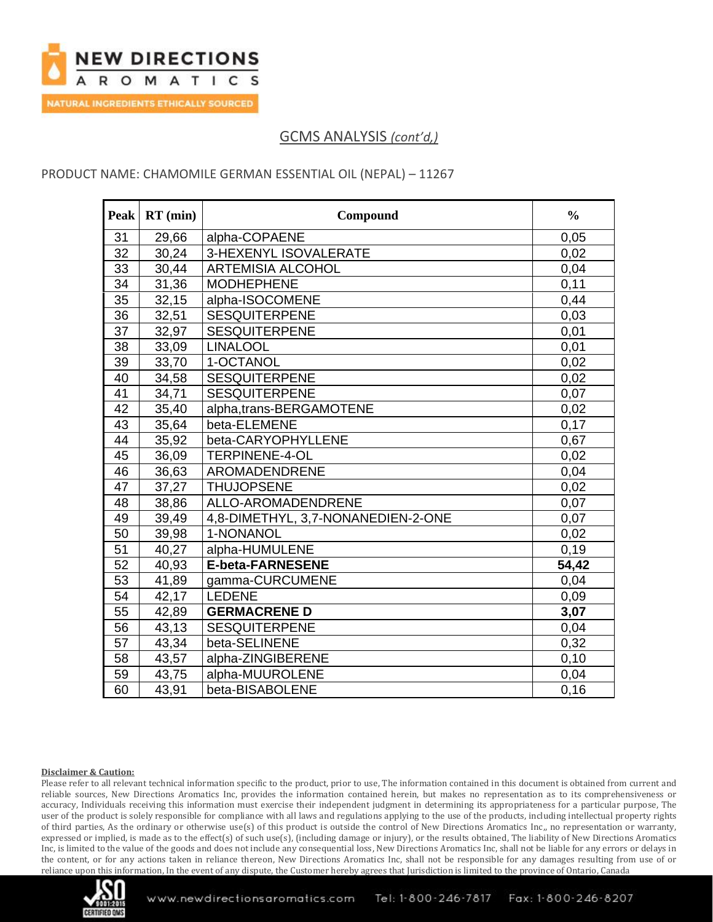## GCMS ANALYSIS *(cont'd,)*

PRODUCT NAME: CHAMOMILE GERMAN ESSENTIAL OIL (NEPAL) – 11267

| Peak | RT (min) | Compound | % |
|---|---|---|---|
| 31 | 29,66 | alpha-COPAENE | 0,05 |
| 32 | 30,24 | 3-HEXENYL ISOVALERATE | 0,02 |
| 33 | 30,44 | ARTEMISIA ALCOHOL | 0,04 |
| 34 | 31,36 | MODHEPHENE | 0,11 |
| 35 | 32,15 | alpha-ISOCOMENE | 0,44 |
| 36 | 32,51 | SESQUITERPENE | 0,03 |
| 37 | 32,97 | SESQUITERPENE | 0,01 |
| 38 | 33,09 | LINALOOL | 0,01 |
| 39 | 33,70 | 1-OCTANOL | 0,02 |
| 40 | 34,58 | SESQUITERPENE | 0,02 |
| 41 | 34,71 | SESQUITERPENE | 0,07 |
| 42 | 35,40 | alpha,trans-BERGAMOTENE | 0,02 |
| 43 | 35,64 | beta-ELEMENE | 0,17 |
| 44 | 35,92 | beta-CARYOPHYLLENE | 0,67 |
| 45 | 36,09 | TERPINENE-4-OL | 0,02 |
| 46 | 36,63 | AROMADENDRENE | 0,04 |
| 47 | 37,27 | THUJOPSENE | 0,02 |
| 48 | 38,86 | ALLO-AROMADENDRENE | 0,07 |
| 49 | 39,49 | 4,8-DIMETHYL, 3,7-NONANEDIEN-2-ONE | 0,07 |
| 50 | 39,98 | 1-NONANOL | 0,02 |
| 51 | 40,27 | alpha-HUMULENE | 0,19 |
| 52 | 40,93 | **E-beta-FARNESENE** | **54,42** |
| 53 | 41,89 | gamma-CURCUMENE | 0,04 |
| 54 | 42,17 | LEDENE | 0,09 |
| 55 | 42,89 | **GERMACRENE D** | **3,07** |
| 56 | 43,13 | SESQUITERPENE | 0,04 |
| 57 | 43,34 | beta-SELINENE | 0,32 |
| 58 | 43,57 | alpha-ZINGIBERENE | 0,10 |
| 59 | 43,75 | alpha-MUUROLENE | 0,04 |
| 60 | 43,91 | beta-BISABOLENE | 0,16 |

**Disclaimer & Caution:**

Please refer to all relevant technical information specific to the product, prior to use, The information contained in this document is obtained from current and reliable sources, New Directions Aromatics Inc, provides the information contained herein, but makes no representation as to its comprehensiveness or accuracy, Individuals receiving this information must exercise their independent judgment in determining its appropriateness for a particular purpose, The user of the product is solely responsible for compliance with all laws and regulations applying to the use of the products, including intellectual property rights of third parties, As the ordinary or otherwise use(s) of this product is outside the control of New Directions Aromatics Inc,, no representation or warranty, expressed or implied, is made as to the effect(s) of such use(s), (including damage or injury), or the results obtained, The liability of New Directions Aromatics Inc, is limited to the value of the goods and does not include any consequential loss, New Directions Aromatics Inc, shall not be liable for any errors or delays in the content, or for any actions taken in reliance thereon, New Directions Aromatics Inc, shall not be responsible for any damages resulting from use of or reliance upon this information, In the event of any dispute, the Customer hereby agrees that Jurisdiction is limited to the province of Ontario, Canada

www.newdirectionsaromatics.com Tel: 1-800-246-7817 Fax: 1-800-246-8207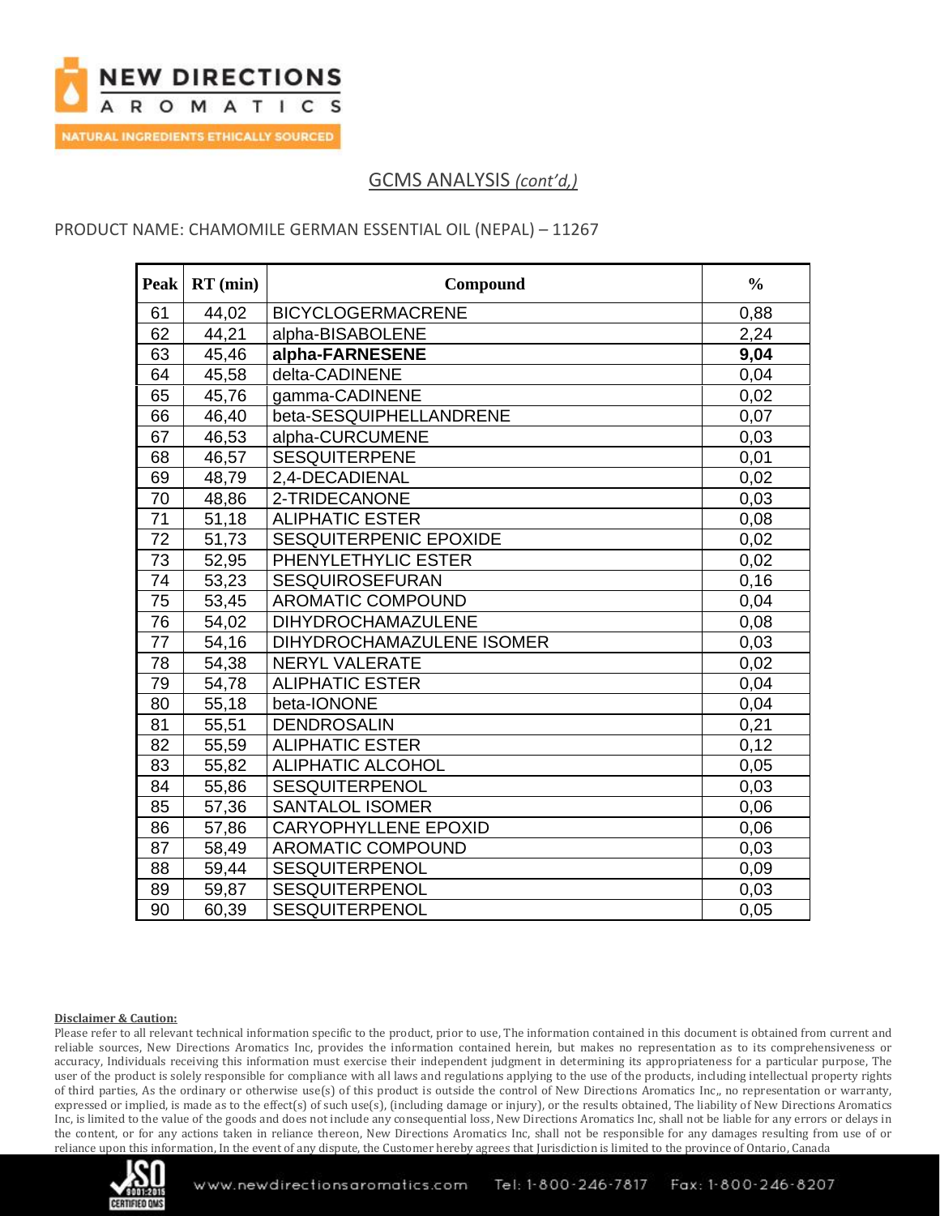## GCMS ANALYSIS *(cont'd,)*

PRODUCT NAME: CHAMOMILE GERMAN ESSENTIAL OIL (NEPAL) – 11267

| Peak | RT (min) | Compound | % |
|---|---|---|---|
| 61 | 44,02 | BICYCLOGERMACRENE | 0,88 |
| 62 | 44,21 | alpha-BISABOLENE | 2,24 |
| 63 | 45,46 | **alpha-FARNESENE** | **9,04** |
| 64 | 45,58 | delta-CADINENE | 0,04 |
| 65 | 45,76 | gamma-CADINENE | 0,02 |
| 66 | 46,40 | beta-SESQUIPHELLANDRENE | 0,07 |
| 67 | 46,53 | alpha-CURCUMENE | 0,03 |
| 68 | 46,57 | SESQUITERPENE | 0,01 |
| 69 | 48,79 | 2,4-DECADIENAL | 0,02 |
| 70 | 48,86 | 2-TRIDECANONE | 0,03 |
| 71 | 51,18 | ALIPHATIC ESTER | 0,08 |
| 72 | 51,73 | SESQUITERPENIC EPOXIDE | 0,02 |
| 73 | 52,95 | PHENYLETHYLIC ESTER | 0,02 |
| 74 | 53,23 | SESQUIROSEFURAN | 0,16 |
| 75 | 53,45 | AROMATIC COMPOUND | 0,04 |
| 76 | 54,02 | DIHYDROCHAMAZULENE | 0,08 |
| 77 | 54,16 | DIHYDROCHAMAZULENE ISOMER | 0,03 |
| 78 | 54,38 | NERYL VALERATE | 0,02 |
| 79 | 54,78 | ALIPHATIC ESTER | 0,04 |
| 80 | 55,18 | beta-IONONE | 0,04 |
| 81 | 55,51 | DENDROSALIN | 0,21 |
| 82 | 55,59 | ALIPHATIC ESTER | 0,12 |
| 83 | 55,82 | ALIPHATIC ALCOHOL | 0,05 |
| 84 | 55,86 | SESQUITERPENOL | 0,03 |
| 85 | 57,36 | SANTALOL ISOMER | 0,06 |
| 86 | 57,86 | CARYOPHYLLENE EPOXID | 0,06 |
| 87 | 58,49 | AROMATIC COMPOUND | 0,03 |
| 88 | 59,44 | SESQUITERPENOL | 0,09 |
| 89 | 59,87 | SESQUITERPENOL | 0,03 |
| 90 | 60,39 | SESQUITERPENOL | 0,05 |

**Disclaimer & Caution:**

Please refer to all relevant technical information specific to the product, prior to use, The information contained in this document is obtained from current and reliable sources, New Directions Aromatics Inc, provides the information contained herein, but makes no representation as to its comprehensiveness or accuracy, Individuals receiving this information must exercise their independent judgment in determining its appropriateness for a particular purpose, The user of the product is solely responsible for compliance with all laws and regulations applying to the use of the products, including intellectual property rights of third parties, As the ordinary or otherwise use(s) of this product is outside the control of New Directions Aromatics Inc,, no representation or warranty, expressed or implied, is made as to the effect(s) of such use(s), (including damage or injury), or the results obtained, The liability of New Directions Aromatics Inc, is limited to the value of the goods and does not include any consequential loss, New Directions Aromatics Inc, shall not be liable for any errors or delays in the content, or for any actions taken in reliance thereon, New Directions Aromatics Inc, shall not be responsible for any damages resulting from use of or reliance upon this information, In the event of any dispute, the Customer hereby agrees that Jurisdiction is limited to the province of Ontario, Canada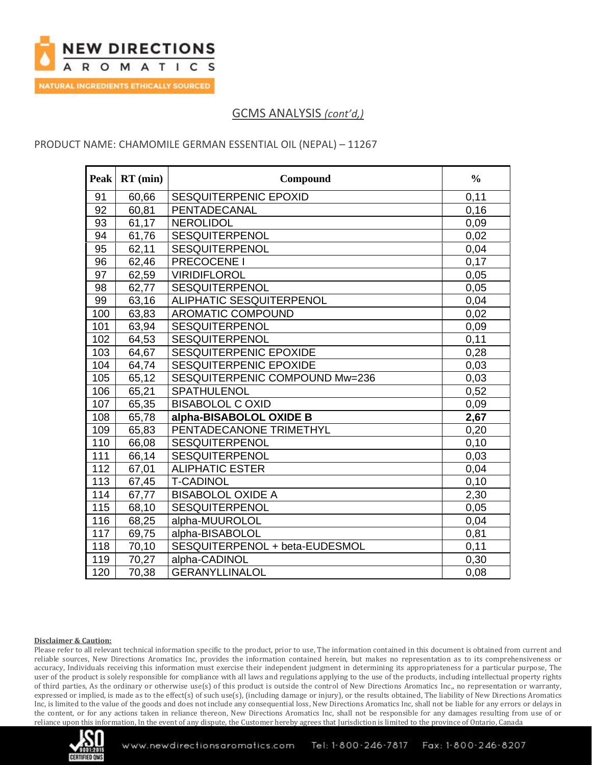## GCMS ANALYSIS *(cont'd,)*

PRODUCT NAME: CHAMOMILE GERMAN ESSENTIAL OIL (NEPAL) – 11267

| Peak | RT (min) | Compound | % |
|---|---|---|---|
| 91 | 60,66 | SESQUITERPENIC EPOXID | 0,11 |
| 92 | 60,81 | PENTADECANAL | 0,16 |
| 93 | 61,17 | NEROLIDOL | 0,09 |
| 94 | 61,76 | SESQUITERPENOL | 0,02 |
| 95 | 62,11 | SESQUITERPENOL | 0,04 |
| 96 | 62,46 | PRECOCENE I | 0,17 |
| 97 | 62,59 | VIRIDIFLOROL | 0,05 |
| 98 | 62,77 | SESQUITERPENOL | 0,05 |
| 99 | 63,16 | ALIPHATIC SESQUITERPENOL | 0,04 |
| 100 | 63,83 | AROMATIC COMPOUND | 0,02 |
| 101 | 63,94 | SESQUITERPENOL | 0,09 |
| 102 | 64,53 | SESQUITERPENOL | 0,11 |
| 103 | 64,67 | SESQUITERPENIC EPOXIDE | 0,28 |
| 104 | 64,74 | SESQUITERPENIC EPOXIDE | 0,03 |
| 105 | 65,12 | SESQUITERPENIC COMPOUND Mw=236 | 0,03 |
| 106 | 65,21 | SPATHULENOL | 0,52 |
| 107 | 65,35 | BISABOLOL C OXID | 0,09 |
| 108 | 65,78 | **alpha-BISABOLOL OXIDE B** | **2,67** |
| 109 | 65,83 | PENTADECANONE TRIMETHYL | 0,20 |
| 110 | 66,08 | SESQUITERPENOL | 0,10 |
| 111 | 66,14 | SESQUITERPENOL | 0,03 |
| 112 | 67,01 | ALIPHATIC ESTER | 0,04 |
| 113 | 67,45 | T-CADINOL | 0,10 |
| 114 | 67,77 | BISABOLOL OXIDE A | 2,30 |
| 115 | 68,10 | SESQUITERPENOL | 0,05 |
| 116 | 68,25 | alpha-MUUROLOL | 0,04 |
| 117 | 69,75 | alpha-BISABOLOL | 0,81 |
| 118 | 70,10 | SESQUITERPENOL + beta-EUDESMOL | 0,11 |
| 119 | 70,27 | alpha-CADINOL | 0,30 |
| 120 | 70,38 | GERANYLLINALOL | 0,08 |

**Disclaimer & Caution:**

Please refer to all relevant technical information specific to the product, prior to use, The information contained in this document is obtained from current and reliable sources, New Directions Aromatics Inc, provides the information contained herein, but makes no representation as to its comprehensiveness or accuracy, Individuals receiving this information must exercise their independent judgment in determining its appropriateness for a particular purpose, The user of the product is solely responsible for compliance with all laws and regulations applying to the use of the products, including intellectual property rights of third parties, As the ordinary or otherwise use(s) of this product is outside the control of New Directions Aromatics Inc,, no representation or warranty, expressed or implied, is made as to the effect(s) of such use(s), (including damage or injury), or the results obtained, The liability of New Directions Aromatics Inc, is limited to the value of the goods and does not include any consequential loss, New Directions Aromatics Inc, shall not be liable for any errors or delays in the content, or for any actions taken in reliance thereon, New Directions Aromatics Inc, shall not be responsible for any damages resulting from use of or reliance upon this information, In the event of any dispute, the Customer hereby agrees that Jurisdiction is limited to the province of Ontario, Canada

www.newdirectionsaromatics.com Tel: 1-800-246-7817 Fax: 1-800-246-8207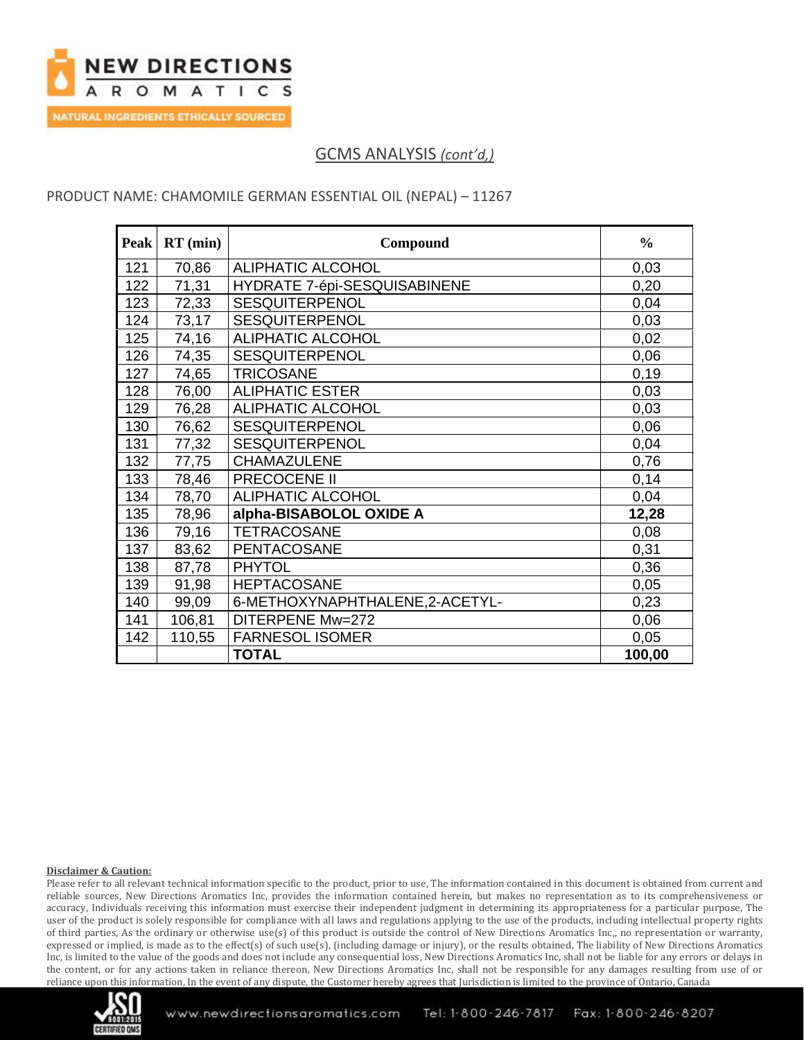## GCMS ANALYSIS *(cont'd,)*

PRODUCT NAME: CHAMOMILE GERMAN ESSENTIAL OIL (NEPAL) – 11267

| Peak | RT (min) | Compound | % |
|---|---|---|---|
| 121 | 70,86 | ALIPHATIC ALCOHOL | 0,03 |
| 122 | 71,31 | HYDRATE 7-épi-SESQUISABINENE | 0,20 |
| 123 | 72,33 | SESQUITERPENOL | 0,04 |
| 124 | 73,17 | SESQUITERPENOL | 0,03 |
| 125 | 74,16 | ALIPHATIC ALCOHOL | 0,02 |
| 126 | 74,35 | SESQUITERPENOL | 0,06 |
| 127 | 74,65 | TRICOSANE | 0,19 |
| 128 | 76,00 | ALIPHATIC ESTER | 0,03 |
| 129 | 76,28 | ALIPHATIC ALCOHOL | 0,03 |
| 130 | 76,62 | SESQUITERPENOL | 0,06 |
| 131 | 77,32 | SESQUITERPENOL | 0,04 |
| 132 | 77,75 | CHAMAZULENE | 0,76 |
| 133 | 78,46 | PRECOCENE II | 0,14 |
| 134 | 78,70 | ALIPHATIC ALCOHOL | 0,04 |
| 135 | 78,96 | **alpha-BISABOLOL OXIDE A** | **12,28** |
| 136 | 79,16 | TETRACOSANE | 0,08 |
| 137 | 83,62 | PENTACOSANE | 0,31 |
| 138 | 87,78 | PHYTOL | 0,36 |
| 139 | 91,98 | HEPTACOSANE | 0,05 |
| 140 | 99,09 | 6-METHOXYNAPHTHALENE,2-ACETYL- | 0,23 |
| 141 | 106,81 | DITERPENE Mw=272 | 0,06 |
| 142 | 110,55 | FARNESOL ISOMER | 0,05 |
| | | **TOTAL** | **100,00** |

**Disclaimer & Caution:**

Please refer to all relevant technical information specific to the product, prior to use, The information contained in this document is obtained from current and reliable sources, New Directions Aromatics Inc, provides the information contained herein, but makes no representation as to its comprehensiveness or accuracy, Individuals receiving this information must exercise their independent judgment in determining its appropriateness for a particular purpose, The user of the product is solely responsible for compliance with all laws and regulations applying to the use of the products, including intellectual property rights of third parties, As the ordinary or otherwise use(s) of this product is outside the control of New Directions Aromatics Inc,, no representation or warranty, expressed or implied, is made as to the effect(s) of such use(s), (including damage or injury), or the results obtained, The liability of New Directions Aromatics Inc, is limited to the value of the goods and does not include any consequential loss, New Directions Aromatics Inc, shall not be liable for any errors or delays in the content, or for any actions taken in reliance thereon, New Directions Aromatics Inc, shall not be responsible for any damages resulting from use of or reliance upon this information, In the event of any dispute, the Customer hereby agrees that Jurisdiction is limited to the province of Ontario, Canada